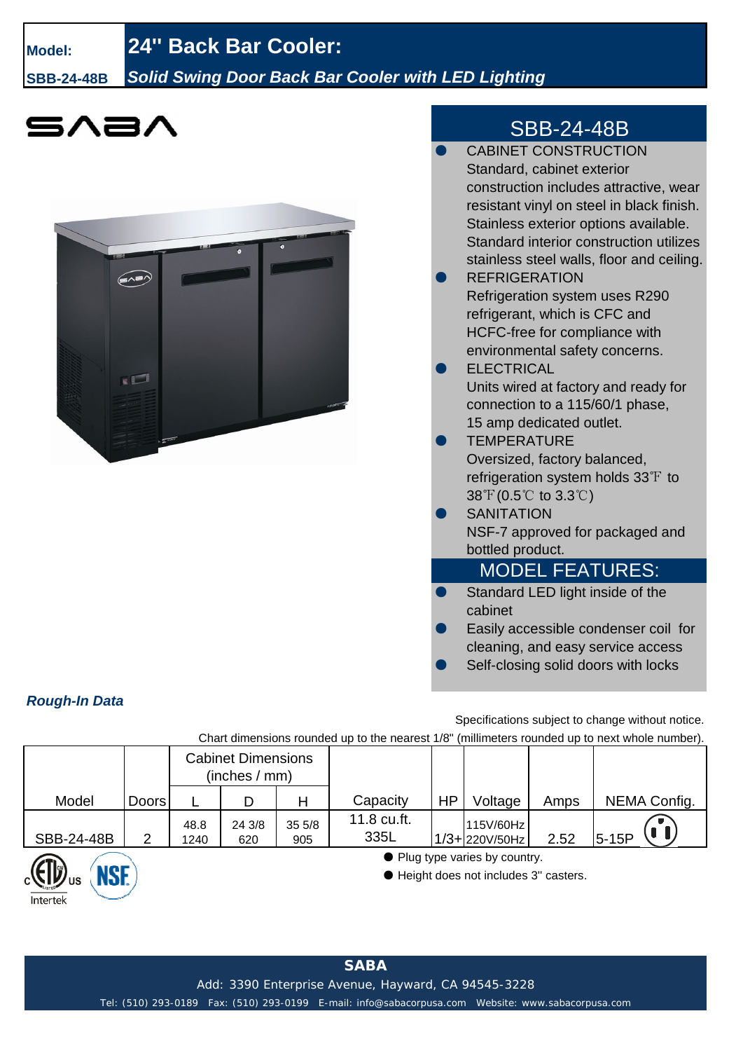**Model:** **SBB-24-48B**

# 24" Back Bar Cooler:

***Solid Swing Door Back Bar Cooler with LED Lighting***

## SBB-24-48B

- CABINET CONSTRUCTION
  Standard, cabinet exterior construction includes attractive, wear resistant vinyl on steel in black finish. Stainless exterior options available. Standard interior construction utilizes stainless steel walls, floor and ceiling.
- REFRIGERATION
  Refrigeration system uses R290 refrigerant, which is CFC and HCFC-free for compliance with environmental safety concerns.
- ELECTRICAL
  Units wired at factory and ready for connection to a 115/60/1 phase, 15 amp dedicated outlet.
- TEMPERATURE
  Oversized, factory balanced, refrigeration system holds 33℉ to 38℉(0.5℃ to 3.3℃)
- SANITATION
  NSF-7 approved for packaged and bottled product.

## MODEL FEATURES:

- Standard LED light inside of the cabinet
- Easily accessible condenser coil for cleaning, and easy service access
- Self-closing solid doors with locks

***Rough-In Data***

Specifications subject to change without notice.

Chart dimensions rounded up to the nearest 1/8" (millimeters rounded up to next whole number).

| Model | Doors | Cabinet Dimensions (inches / mm) | | | Capacity | HP | Voltage | Amps | NEMA Config. |
|---|---|---|---|---|---|---|---|---|---|
| | | L | D | H | | | | | |
| SBB-24-48B | 2 | 48.8<br>1240 | 24 3/8<br>620 | 35 5/8<br>905 | 11.8 cu.ft.<br>335L | 1/3+ | 115V/60Hz<br>220V/50Hz | 2.52 | 5-15P |

- Plug type varies by country.
- Height does not includes 3" casters.

Intertek

**SABA**

Add: 3390 Enterprise Avenue, Hayward, CA 94545-3228

Tel: (510) 293-0189 Fax: (510) 293-0199 E-mail: info@sabacorpusa.com Website: www.sabacorpusa.com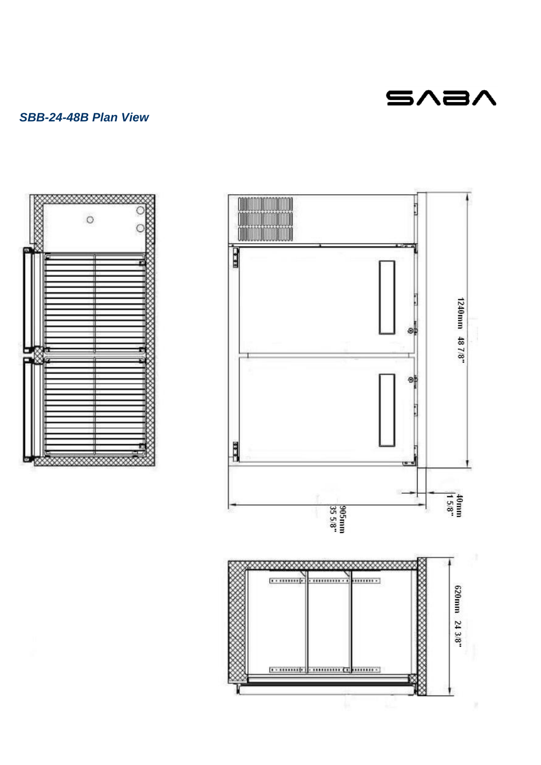SABA

### *SBB-24-48B Plan View*

1240mm 48 7/8"

40mm
1 5/8"

905mm
35 5/8"

620mm 24 3/8"